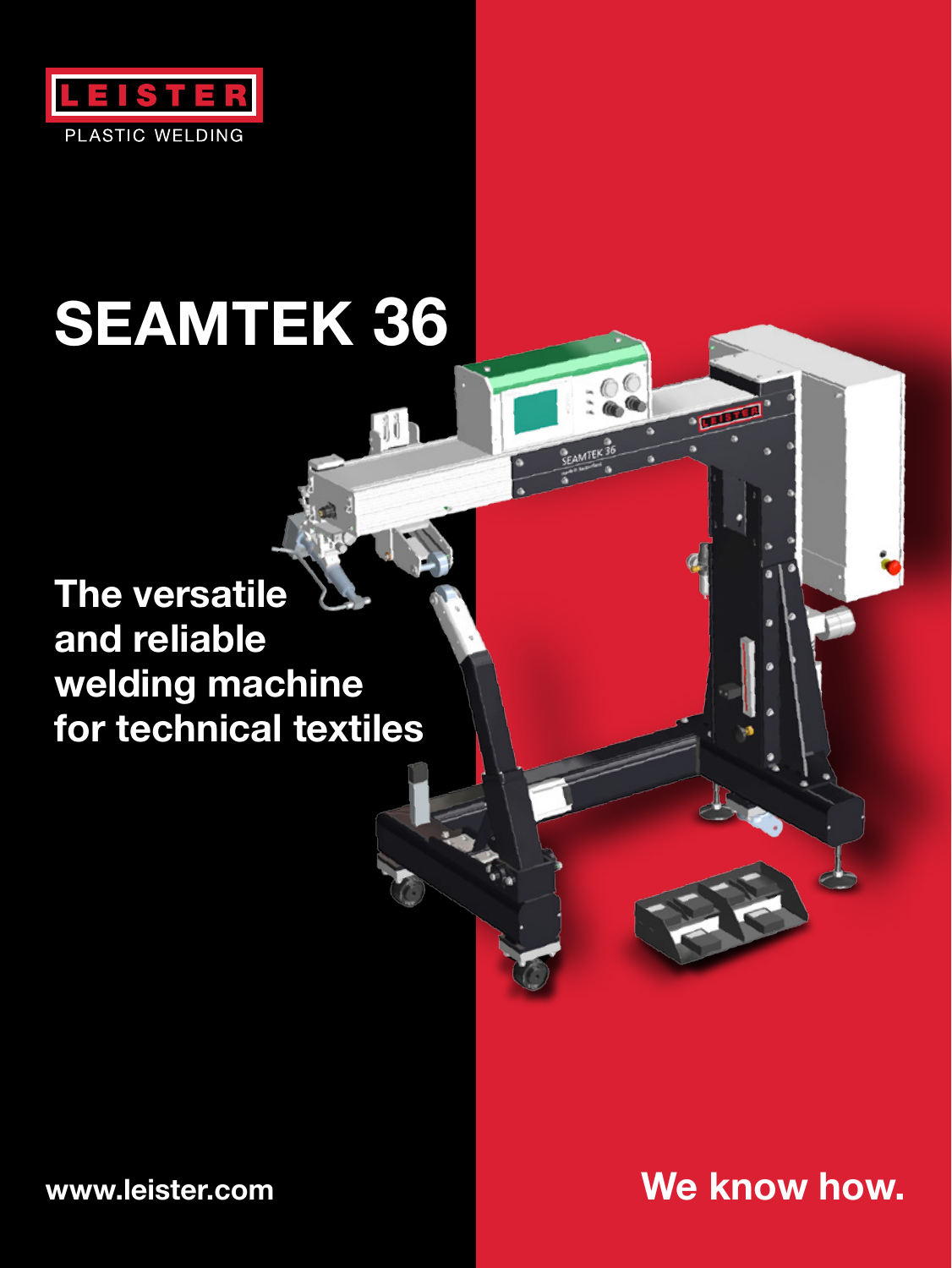LEISTER

PLASTIC WELDING

# SEAMTEK 36

## The versatile and reliable welding machine for technical textiles

www.leister.com

**We know how.**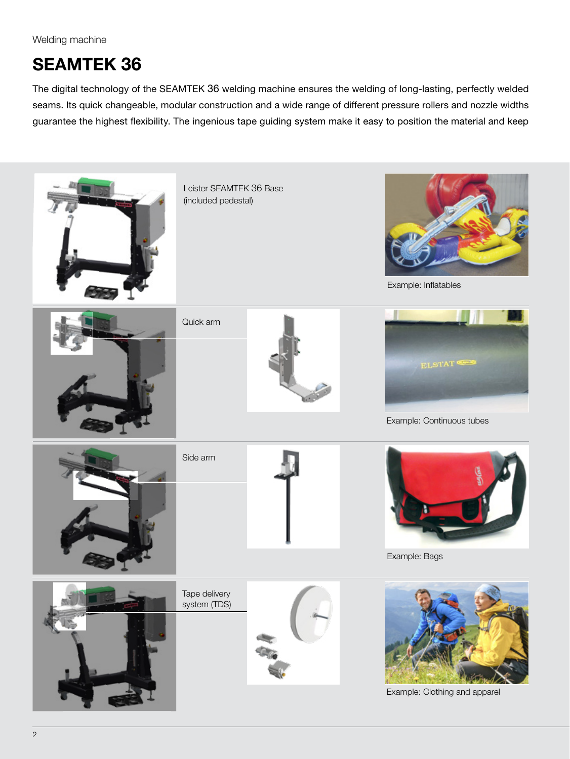Welding machine

# SEAMTEK 36

The digital technology of the SEAMTEK 36 welding machine ensures the welding of long-lasting, perfectly welded seams. Its quick changeable, modular construction and a wide range of different pressure rollers and nozzle widths guarantee the highest flexibility. The ingenious tape guiding system make it easy to position the material and keep

Leister SEAMTEK 36 Base
(included pedestal)

Example: Inflatables

Quick arm

Example: Continuous tubes

Side arm

Example: Bags

Tape delivery
system (TDS)

Example: Clothing and apparel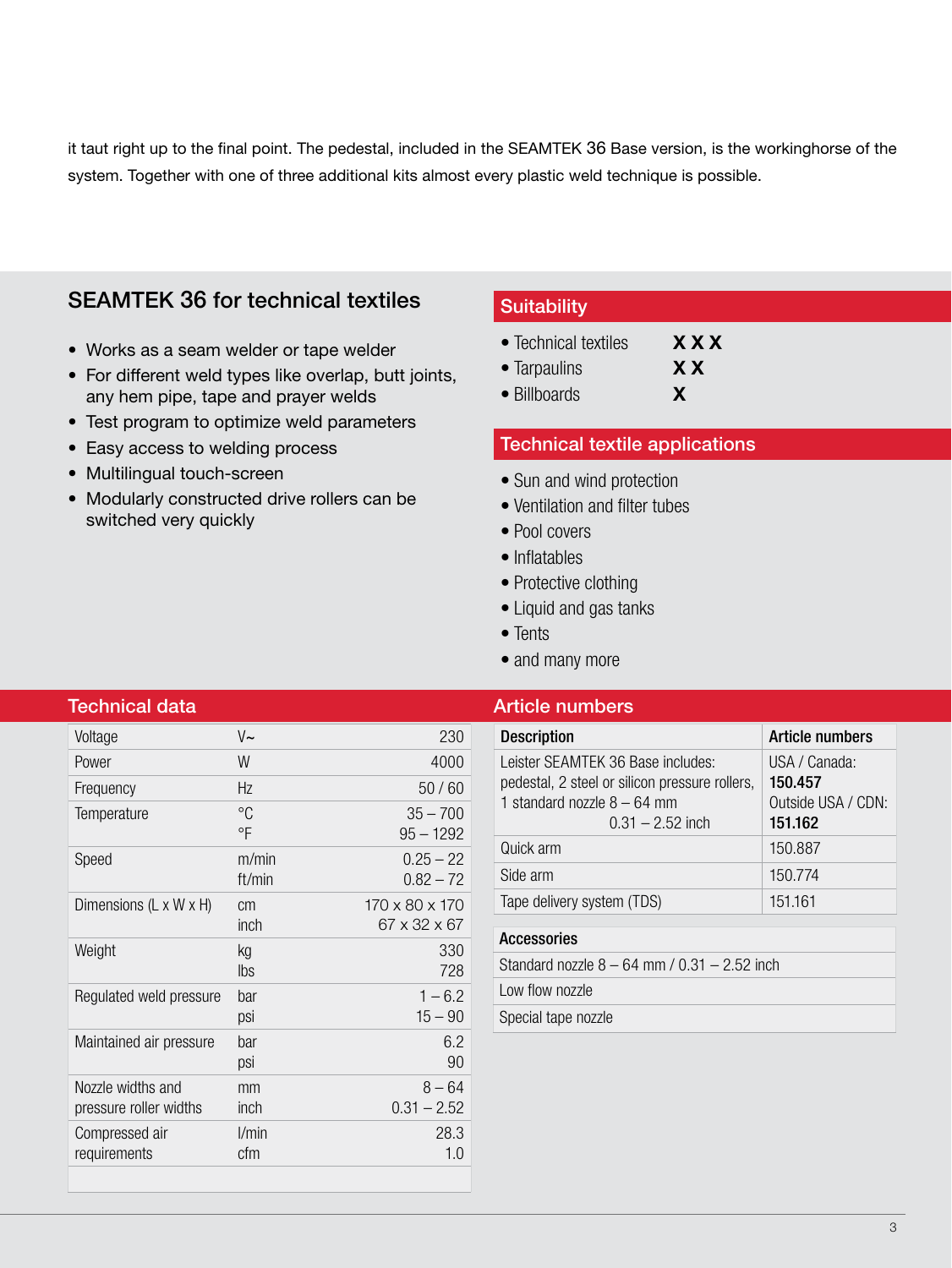it taut right up to the final point. The pedestal, included in the SEAMTEK 36 Base version, is the workinghorse of the system. Together with one of three additional kits almost every plastic weld technique is possible.

## SEAMTEK 36 for technical textiles

- Works as a seam welder or tape welder
- For different weld types like overlap, butt joints, any hem pipe, tape and prayer welds
- Test program to optimize weld parameters
- Easy access to welding process
- Multilingual touch-screen
- Modularly constructed drive rollers can be switched very quickly

## Suitability

| | |
|---|---|
| • Technical textiles | **X X X** |
| • Tarpaulins | **X X** |
| • Billboards | **X** |

## Technical textile applications

- Sun and wind protection
- Ventilation and filter tubes
- Pool covers
- Inflatables
- Protective clothing
- Liquid and gas tanks
- Tents
- and many more

## Technical data

| | | |
|---|---|---|
| Voltage | V~ | 230 |
| Power | W | 4000 |
| Frequency | Hz | 50 / 60 |
| Temperature | °C<br>°F | 35 – 700<br>95 – 1292 |
| Speed | m/min<br>ft/min | 0.25 – 22<br>0.82 – 72 |
| Dimensions (L x W x H) | cm<br>inch | 170 x 80 x 170<br>67 x 32 x 67 |
| Weight | kg<br>lbs | 330<br>728 |
| Regulated weld pressure | bar<br>psi | 1 – 6.2<br>15 – 90 |
| Maintained air pressure | bar<br>psi | 6.2<br>90 |
| Nozzle widths and pressure roller widths | mm<br>inch | 8 – 64<br>0.31 – 2.52 |
| Compressed air requirements | l/min<br>cfm | 28.3<br>1.0 |

## Article numbers

| Description | Article numbers |
|---|---|
| Leister SEAMTEK 36 Base includes: pedestal, 2 steel or silicon pressure rollers, 1 standard nozzle 8 – 64 mm 0.31 – 2.52 inch | USA / Canada: **150.457**<br>Outside USA / CDN: **151.162** |
| Quick arm | 150.887 |
| Side arm | 150.774 |
| Tape delivery system (TDS) | 151.161 |

| Accessories |
|---|
| Standard nozzle 8 – 64 mm / 0.31 – 2.52 inch |
| Low flow nozzle |
| Special tape nozzle |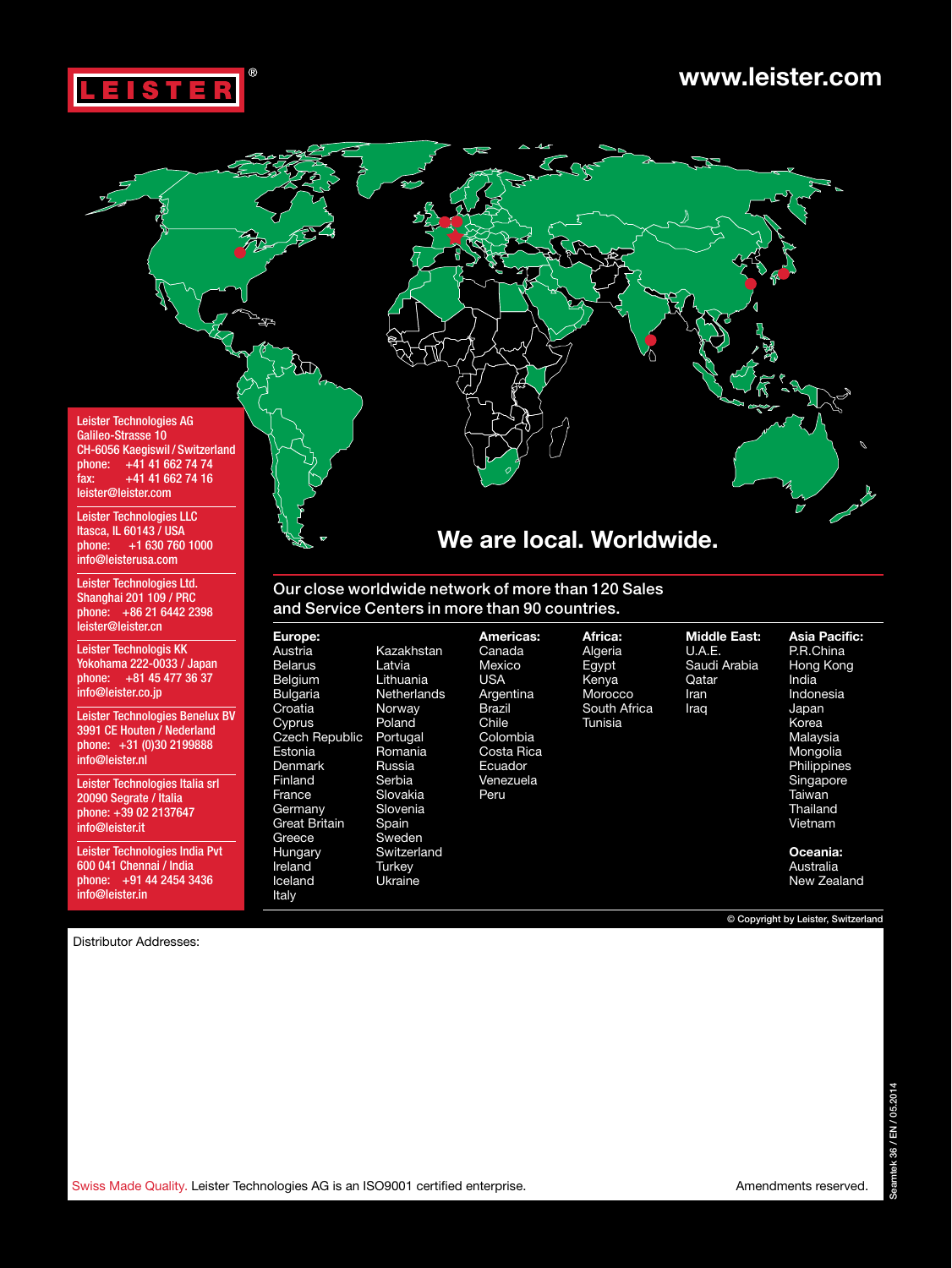LEISTER®

www.leister.com

# We are local. Worldwide.

Our close worldwide network of more than 120 Sales and Service Centers in more than 90 countries.

**Europe:**
Austria
Belarus
Belgium
Bulgaria
Croatia
Cyprus
Czech Republic
Estonia
Denmark
Finland
France
Germany
Great Britain
Greece
Hungary
Ireland
Iceland
Italy
Kazakhstan
Latvia
Lithuania
Netherlands
Norway
Poland
Portugal
Romania
Russia
Serbia
Slovakia
Slovenia
Spain
Sweden
Switzerland
Turkey
Ukraine

**Americas:**
Canada
Mexico
USA
Argentina
Brazil
Chile
Colombia
Costa Rica
Ecuador
Venezuela
Peru

**Africa:**
Algeria
Egypt
Kenya
Morocco
South Africa
Tunisia

**Middle East:**
U.A.E.
Saudi Arabia
Qatar
Iran
Iraq

**Asia Pacific:**
P.R.China
Hong Kong
India
Indonesia
Japan
Korea
Malaysia
Mongolia
Philippines
Singapore
Taiwan
Thailand
Vietnam

**Oceania:**
Australia
New Zealand

Leister Technologies AG
Galileo-Strasse 10
CH-6056 Kaegiswil / Switzerland
phone: +41 41 662 74 74
fax: +41 41 662 74 16
leister@leister.com

Leister Technologies LLC
Itasca, IL 60143 / USA
phone: +1 630 760 1000
info@leisterusa.com

Leister Technologies Ltd.
Shanghai 201 109 / PRC
phone: +86 21 6442 2398
leister@leister.cn

Leister Technologis KK
Yokohama 222-0033 / Japan
phone: +81 45 477 36 37
info@leister.co.jp

Leister Technologies Benelux BV
3991 CE Houten / Nederland
phone: +31 (0)30 2199888
info@leister.nl

Leister Technologies Italia srl
20090 Segrate / Italia
phone: +39 02 2137647
info@leister.it

Leister Technologies India Pvt
600 041 Chennai / India
phone: +91 44 2454 3436
info@leister.in

© Copyright by Leister, Switzerland

Distributor Addresses:

Swiss Made Quality. Leister Technologies AG is an ISO9001 certified enterprise.

Amendments reserved.

Seamtek 36 / EN / 05.2014